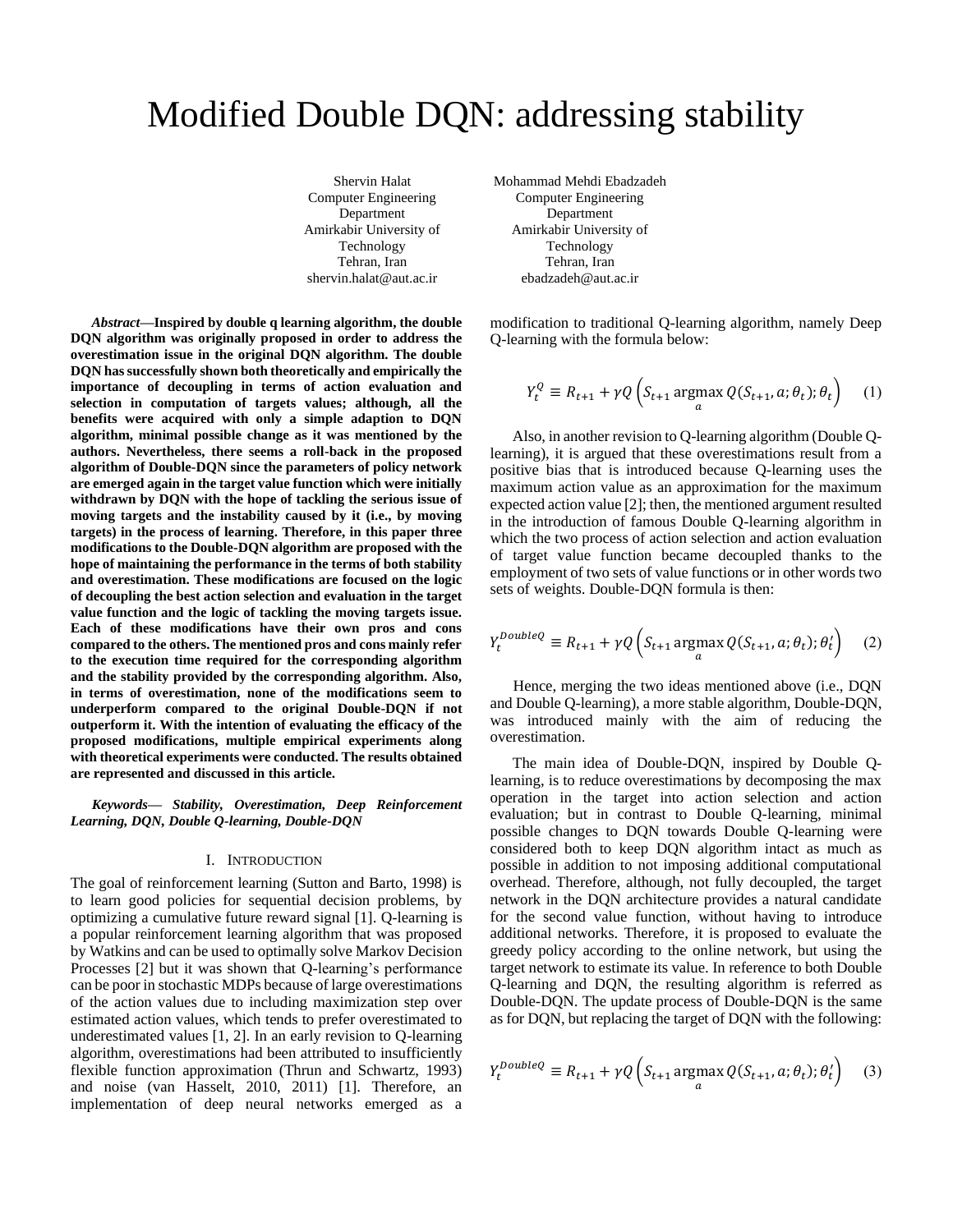# Modified Double DQN: addressing stability

Shervin Halat
Computer Engineering Department
Amirkabir University of Technology
Tehran, Iran
shervin.halat@aut.ac.ir

Mohammad Mehdi Ebadzadeh
Computer Engineering Department
Amirkabir University of Technology
Tehran, Iran
ebadzadeh@aut.ac.ir

***Abstract*—Inspired by double q learning algorithm, the double DQN algorithm was originally proposed in order to address the overestimation issue in the original DQN algorithm. The double DQN has successfully shown both theoretically and empirically the importance of decoupling in terms of action evaluation and selection in computation of targets values; although, all the benefits were acquired with only a simple adaption to DQN algorithm, minimal possible change as it was mentioned by the authors. Nevertheless, there seems a roll-back in the proposed algorithm of Double-DQN since the parameters of policy network are emerged again in the target value function which were initially withdrawn by DQN with the hope of tackling the serious issue of moving targets and the instability caused by it (i.e., by moving targets) in the process of learning. Therefore, in this paper three modifications to the Double-DQN algorithm are proposed with the hope of maintaining the performance in the terms of both stability and overestimation. These modifications are focused on the logic of decoupling the best action selection and evaluation in the target value function and the logic of tackling the moving targets issue. Each of these modifications have their own pros and cons compared to the others. The mentioned pros and cons mainly refer to the execution time required for the corresponding algorithm and the stability provided by the corresponding algorithm. Also, in terms of overestimation, none of the modifications seem to underperform compared to the original Double-DQN if not outperform it. With the intention of evaluating the efficacy of the proposed modifications, multiple empirical experiments along with theoretical experiments were conducted. The results obtained are represented and discussed in this article.**

***Keywords*— Stability, Overestimation, Deep Reinforcement Learning, DQN, Double Q-learning, Double-DQN**

## I. Introduction

The goal of reinforcement learning (Sutton and Barto, 1998) is to learn good policies for sequential decision problems, by optimizing a cumulative future reward signal [1]. Q-learning is a popular reinforcement learning algorithm that was proposed by Watkins and can be used to optimally solve Markov Decision Processes [2] but it was shown that Q-learning's performance can be poor in stochastic MDPs because of large overestimations of the action values due to including maximization step over estimated action values, which tends to prefer overestimated to underestimated values [1, 2]. In an early revision to Q-learning algorithm, overestimations had been attributed to insufficiently flexible function approximation (Thrun and Schwartz, 1993) and noise (van Hasselt, 2010, 2011) [1]. Therefore, an implementation of deep neural networks emerged as a modification to traditional Q-learning algorithm, namely Deep Q-learning with the formula below:

$$Y_t^Q \equiv R_{t+1} + \gamma Q\left(S_{t+1} \operatorname*{argmax}_a Q(S_{t+1}, a; \theta_t); \theta_t\right) \quad (1)$$

Also, in another revision to Q-learning algorithm (Double Q-learning), it is argued that these overestimations result from a positive bias that is introduced because Q-learning uses the maximum action value as an approximation for the maximum expected action value [2]; then, the mentioned argument resulted in the introduction of famous Double Q-learning algorithm in which the two process of action selection and action evaluation of target value function became decoupled thanks to the employment of two sets of value functions or in other words two sets of weights. Double-DQN formula is then:

$$Y_t^{DoubleQ} \equiv R_{t+1} + \gamma Q\left(S_{t+1} \operatorname*{argmax}_a Q(S_{t+1}, a; \theta_t); \theta_t'\right) \quad (2)$$

Hence, merging the two ideas mentioned above (i.e., DQN and Double Q-learning), a more stable algorithm, Double-DQN, was introduced mainly with the aim of reducing the overestimation.

The main idea of Double-DQN, inspired by Double Q-learning, is to reduce overestimations by decomposing the max operation in the target into action selection and action evaluation; but in contrast to Double Q-learning, minimal possible changes to DQN towards Double Q-learning were considered both to keep DQN algorithm intact as much as possible in addition to not imposing additional computational overhead. Therefore, although, not fully decoupled, the target network in the DQN architecture provides a natural candidate for the second value function, without having to introduce additional networks. Therefore, it is proposed to evaluate the greedy policy according to the online network, but using the target network to estimate its value. In reference to both Double Q-learning and DQN, the resulting algorithm is referred as Double-DQN. The update process of Double-DQN is the same as for DQN, but replacing the target of DQN with the following:

$$Y_t^{DoubleQ} \equiv R_{t+1} + \gamma Q\left(S_{t+1} \operatorname*{argmax}_a Q(S_{t+1}, a; \theta_t); \theta_t'\right) \quad (3)$$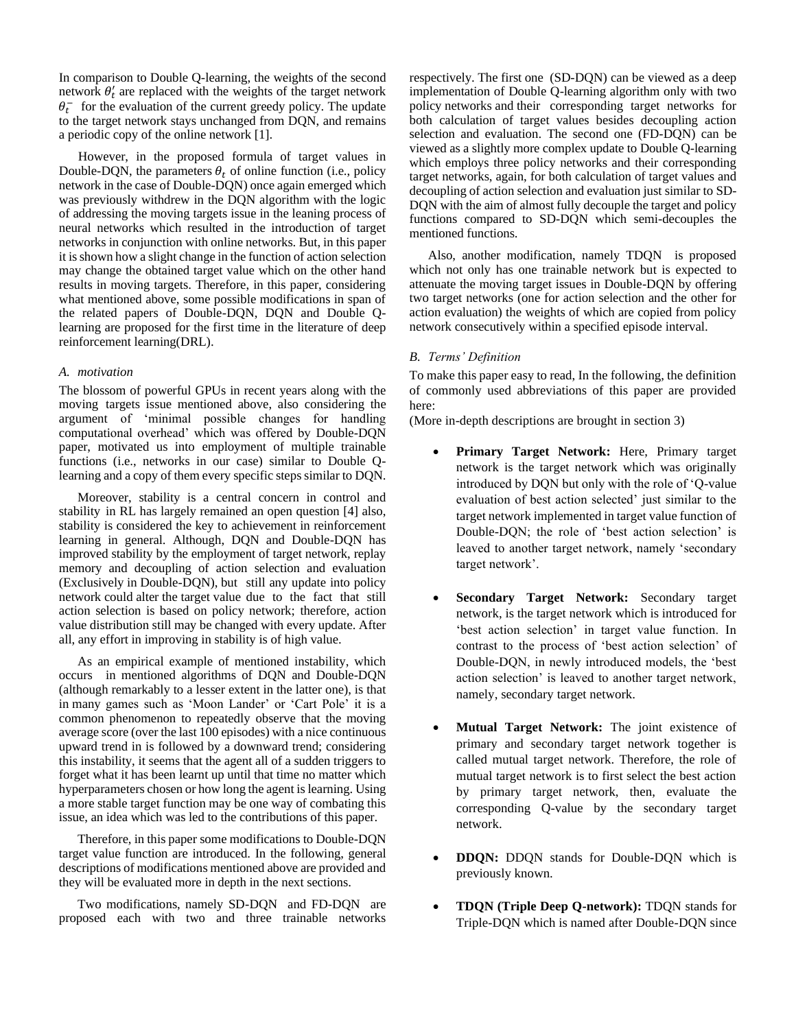In comparison to Double Q-learning, the weights of the second network $\theta_t'$ are replaced with the weights of the target network $\theta_t^-$ for the evaluation of the current greedy policy. The update to the target network stays unchanged from DQN, and remains a periodic copy of the online network [1].

However, in the proposed formula of target values in Double-DQN, the parameters $\theta_t$ of online function (i.e., policy network in the case of Double-DQN) once again emerged which was previously withdrew in the DQN algorithm with the logic of addressing the moving targets issue in the leaning process of neural networks which resulted in the introduction of target networks in conjunction with online networks. But, in this paper it is shown how a slight change in the function of action selection may change the obtained target value which on the other hand results in moving targets. Therefore, in this paper, considering what mentioned above, some possible modifications in span of the related papers of Double-DQN, DQN and Double Q-learning are proposed for the first time in the literature of deep reinforcement learning(DRL).

### A. motivation

The blossom of powerful GPUs in recent years along with the moving targets issue mentioned above, also considering the argument of 'minimal possible changes for handling computational overhead' which was offered by Double-DQN paper, motivated us into employment of multiple trainable functions (i.e., networks in our case) similar to Double Q-learning and a copy of them every specific steps similar to DQN.

Moreover, stability is a central concern in control and stability in RL has largely remained an open question [4] also, stability is considered the key to achievement in reinforcement learning in general. Although, DQN and Double-DQN has improved stability by the employment of target network, replay memory and decoupling of action selection and evaluation (Exclusively in Double-DQN), but still any update into policy network could alter the target value due to the fact that still action selection is based on policy network; therefore, action value distribution still may be changed with every update. After all, any effort in improving in stability is of high value.

As an empirical example of mentioned instability, which occurs in mentioned algorithms of DQN and Double-DQN (although remarkably to a lesser extent in the latter one), is that in many games such as 'Moon Lander' or 'Cart Pole' it is a common phenomenon to repeatedly observe that the moving average score (over the last 100 episodes) with a nice continuous upward trend in is followed by a downward trend; considering this instability, it seems that the agent all of a sudden triggers to forget what it has been learnt up until that time no matter which hyperparameters chosen or how long the agent is learning. Using a more stable target function may be one way of combating this issue, an idea which was led to the contributions of this paper.

Therefore, in this paper some modifications to Double-DQN target value function are introduced. In the following, general descriptions of modifications mentioned above are provided and they will be evaluated more in depth in the next sections.

Two modifications, namely SD-DQN and FD-DQN are proposed each with two and three trainable networks respectively. The first one (SD-DQN) can be viewed as a deep implementation of Double Q-learning algorithm only with two policy networks and their corresponding target networks for both calculation of target values besides decoupling action selection and evaluation. The second one (FD-DQN) can be viewed as a slightly more complex update to Double Q-learning which employs three policy networks and their corresponding target networks, again, for both calculation of target values and decoupling of action selection and evaluation just similar to SD-DQN with the aim of almost fully decouple the target and policy functions compared to SD-DQN which semi-decouples the mentioned functions.

Also, another modification, namely TDQN is proposed which not only has one trainable network but is expected to attenuate the moving target issues in Double-DQN by offering two target networks (one for action selection and the other for action evaluation) the weights of which are copied from policy network consecutively within a specified episode interval.

### B. Terms' Definition

To make this paper easy to read, In the following, the definition of commonly used abbreviations of this paper are provided here:
(More in-depth descriptions are brought in section 3)

- **Primary Target Network:** Here, Primary target network is the target network which was originally introduced by DQN but only with the role of 'Q-value evaluation of best action selected' just similar to the target network implemented in target value function of Double-DQN; the role of 'best action selection' is leaved to another target network, namely 'secondary target network'.

- **Secondary Target Network:** Secondary target network, is the target network which is introduced for 'best action selection' in target value function. In contrast to the process of 'best action selection' of Double-DQN, in newly introduced models, the 'best action selection' is leaved to another target network, namely, secondary target network.

- **Mutual Target Network:** The joint existence of primary and secondary target network together is called mutual target network. Therefore, the role of mutual target network is to first select the best action by primary target network, then, evaluate the corresponding Q-value by the secondary target network.

- **DDQN:** DDQN stands for Double-DQN which is previously known.

- **TDQN (Triple Deep Q-network):** TDQN stands for Triple-DQN which is named after Double-DQN since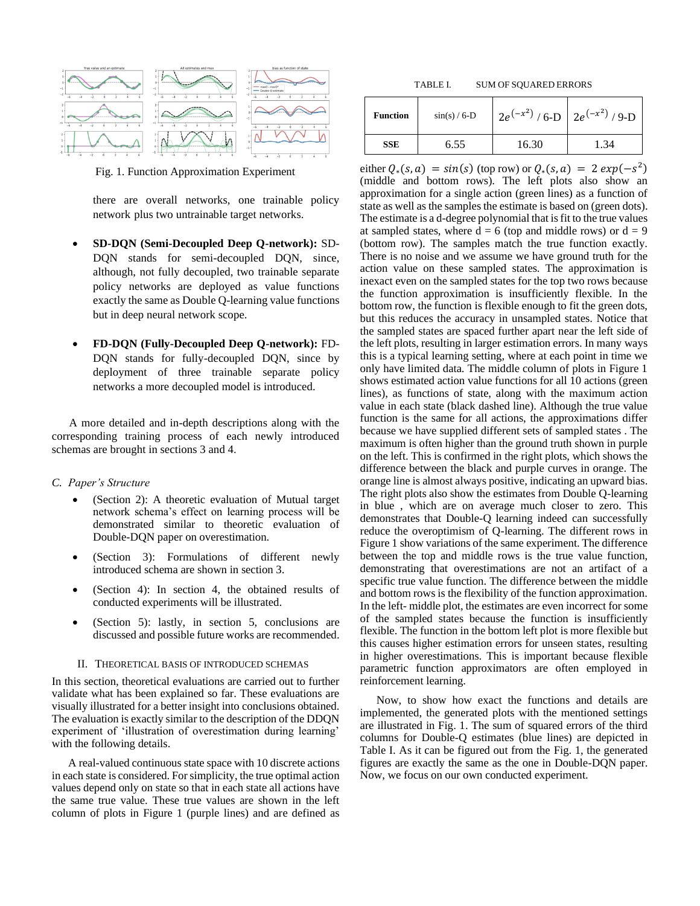Fig. 1. Function Approximation Experiment

there are overall networks, one trainable policy network plus two untrainable target networks.

- **SD-DQN (Semi-Decoupled Deep Q-network):** SD-DQN stands for semi-decoupled DQN, since, although, not fully decoupled, two trainable separate policy networks are deployed as value functions exactly the same as Double Q-learning value functions but in deep neural network scope.

- **FD-DQN (Fully-Decoupled Deep Q-network):** FD-DQN stands for fully-decoupled DQN, since by deployment of three trainable separate policy networks a more decoupled model is introduced.

A more detailed and in-depth descriptions along with the corresponding training process of each newly introduced schemas are brought in sections 3 and 4.

### *C. Paper's Structure*

- (Section 2): A theoretic evaluation of Mutual target network schema's effect on learning process will be demonstrated similar to theoretic evaluation of Double-DQN paper on overestimation.
- (Section 3): Formulations of different newly introduced schema are shown in section 3.
- (Section 4): In section 4, the obtained results of conducted experiments will be illustrated.
- (Section 5): lastly, in section 5, conclusions are discussed and possible future works are recommended.

## II. Theoretical Basis of Introduced Schemas

In this section, theoretical evaluations are carried out to further validate what has been explained so far. These evaluations are visually illustrated for a better insight into conclusions obtained. The evaluation is exactly similar to the description of the DDQN experiment of 'illustration of overestimation during learning' with the following details.

A real-valued continuous state space with 10 discrete actions in each state is considered. For simplicity, the true optimal action values depend only on state so that in each state all actions have the same true value. These true values are shown in the left column of plots in Figure 1 (purple lines) and are defined as either $Q_*(s,a) = sin(s)$ (top row) or $Q_*(s,a) = 2\ exp(-s^2)$ (middle and bottom rows). The left plots also show an approximation for a single action (green lines) as a function of state as well as the samples the estimate is based on (green dots). The estimate is a d-degree polynomial that is fit to the true values at sampled states, where d = 6 (top and middle rows) or d = 9 (bottom row). The samples match the true function exactly. There is no noise and we assume we have ground truth for the action value on these sampled states. The approximation is inexact even on the sampled states for the top two rows because the function approximation is insufficiently flexible. In the bottom row, the function is flexible enough to fit the green dots, but this reduces the accuracy in unsampled states. Notice that the sampled states are spaced further apart near the left side of the left plots, resulting in larger estimation errors. In many ways this is a typical learning setting, where at each point in time we only have limited data. The middle column of plots in Figure 1 shows estimated action value functions for all 10 actions (green lines), as functions of state, along with the maximum action value in each state (black dashed line). Although the true value function is the same for all actions, the approximations differ because we have supplied different sets of sampled states . The maximum is often higher than the ground truth shown in purple on the left. This is confirmed in the right plots, which shows the difference between the black and purple curves in orange. The orange line is almost always positive, indicating an upward bias. The right plots also show the estimates from Double Q-learning in blue , which are on average much closer to zero. This demonstrates that Double-Q learning indeed can successfully reduce the overoptimism of Q-learning. The different rows in Figure 1 show variations of the same experiment. The difference between the top and middle rows is the true value function, demonstrating that overestimations are not an artifact of a specific true value function. The difference between the middle and bottom rows is the flexibility of the function approximation. In the left- middle plot, the estimates are even incorrect for some of the sampled states because the function is insufficiently flexible. The function in the bottom left plot is more flexible but this causes higher estimation errors for unseen states, resulting in higher overestimations. This is important because flexible parametric function approximators are often employed in reinforcement learning.

Now, to show how exact the functions and details are implemented, the generated plots with the mentioned settings are illustrated in Fig. 1. The sum of squared errors of the third columns for Double-Q estimates (blue lines) are depicted in Table I. As it can be figured out from the Fig. 1, the generated figures are exactly the same as the one in Double-DQN paper. Now, we focus on our own conducted experiment.

TABLE I. SUM OF SQUARED ERRORS

| **Function** | sin(s) / 6-D | $2e^{(-x^2)}$ / 6-D | $2e^{(-x^2)}$ / 9-D |
|---|---|---|---|
| **SSE** | 6.55 | 16.30 | 1.34 |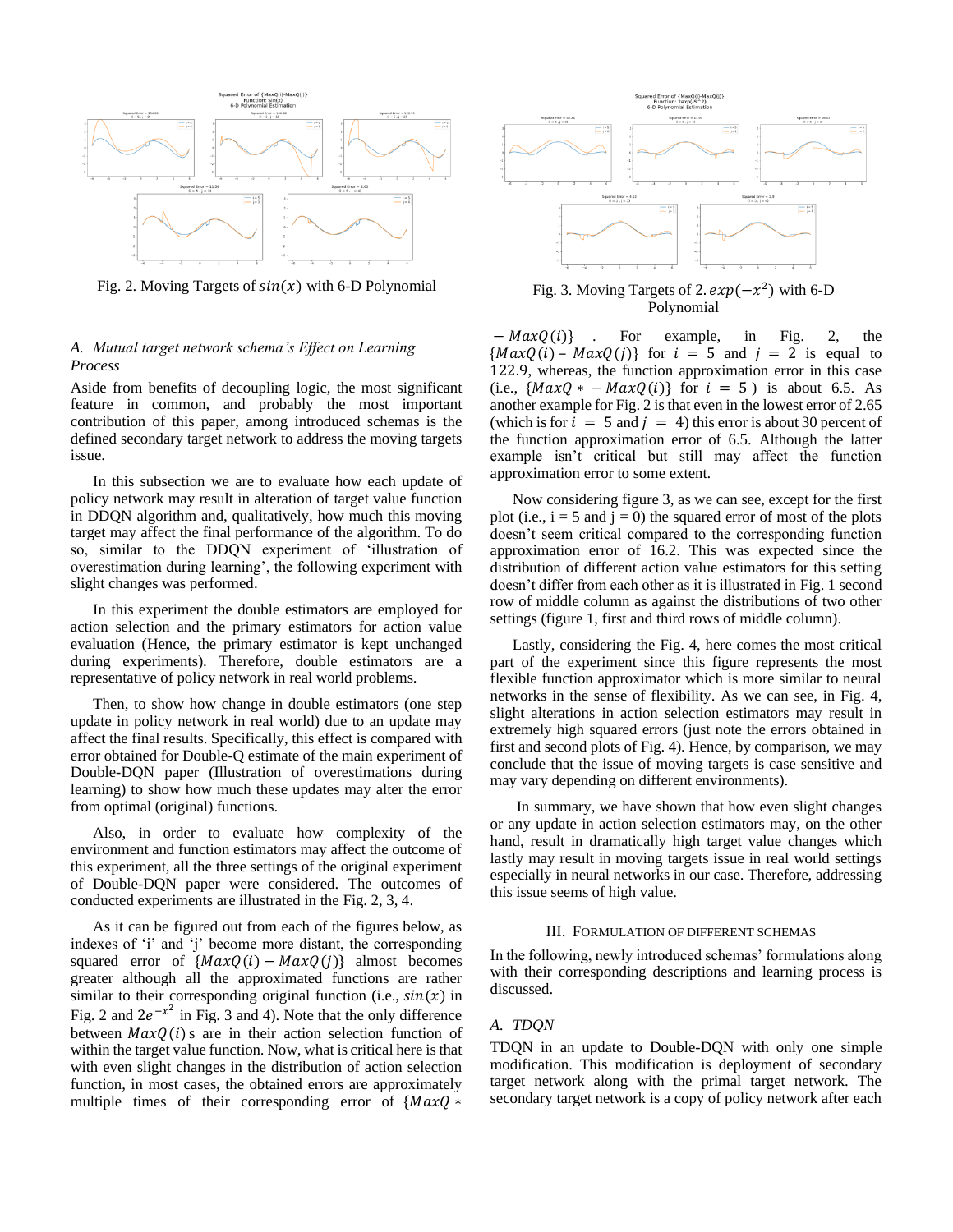Fig. 2. Moving Targets of $sin(x)$ with 6-D Polynomial

Fig. 3. Moving Targets of $2.exp(-x^2)$ with 6-D Polynomial

### A. Mutual target network schema's Effect on Learning Process

Aside from benefits of decoupling logic, the most significant feature in common, and probably the most important contribution of this paper, among introduced schemas is the defined secondary target network to address the moving targets issue.

In this subsection we are to evaluate how each update of policy network may result in alteration of target value function in DDQN algorithm and, qualitatively, how much this moving target may affect the final performance of the algorithm. To do so, similar to the DDQN experiment of 'illustration of overestimation during learning', the following experiment with slight changes was performed.

In this experiment the double estimators are employed for action selection and the primary estimators for action value evaluation (Hence, the primary estimator is kept unchanged during experiments). Therefore, double estimators are a representative of policy network in real world problems.

Then, to show how change in double estimators (one step update in policy network in real world) due to an update may affect the final results. Specifically, this effect is compared with error obtained for Double-Q estimate of the main experiment of Double-DQN paper (Illustration of overestimations during learning) to show how much these updates may alter the error from optimal (original) functions.

Also, in order to evaluate how complexity of the environment and function estimators may affect the outcome of this experiment, all the three settings of the original experiment of Double-DQN paper were considered. The outcomes of conducted experiments are illustrated in the Fig. 2, 3, 4.

As it can be figured out from each of the figures below, as indexes of 'i' and 'j' become more distant, the corresponding squared error of $\{MaxQ(i) - MaxQ(j)\}$ almost becomes greater although all the approximated functions are rather similar to their corresponding original function (i.e., $sin(x)$ in Fig. 2 and $2e^{-x^2}$ in Fig. 3 and 4). Note that the only difference between $MaxQ(i)$s are in their action selection function of within the target value function. Now, what is critical here is that with even slight changes in the distribution of action selection function, in most cases, the obtained errors are approximately multiple times of their corresponding error of $\{MaxQ* - MaxQ(i)\}$. For example, in Fig. 2, the $\{MaxQ(i) - MaxQ(j)\}$ for $i = 5$ and $j = 2$ is equal to 122.9, whereas, the function approximation error in this case (i.e., $\{MaxQ* - MaxQ(i)\}$ for $i = 5$) is about 6.5. As another example for Fig. 2 is that even in the lowest error of 2.65 (which is for $i = 5$ and $j = 4$) this error is about 30 percent of the function approximation error of 6.5. Although the latter example isn't critical but still may affect the function approximation error to some extent.

Now considering figure 3, as we can see, except for the first plot (i.e., i = 5 and j = 0) the squared error of most of the plots doesn't seem critical compared to the corresponding function approximation error of 16.2. This was expected since the distribution of different action value estimators for this setting doesn't differ from each other as it is illustrated in Fig. 1 second row of middle column as against the distributions of two other settings (figure 1, first and third rows of middle column).

Lastly, considering the Fig. 4, here comes the most critical part of the experiment since this figure represents the most flexible function approximator which is more similar to neural networks in the sense of flexibility. As we can see, in Fig. 4, slight alterations in action selection estimators may result in extremely high squared errors (just note the errors obtained in first and second plots of Fig. 4). Hence, by comparison, we may conclude that the issue of moving targets is case sensitive and may vary depending on different environments).

In summary, we have shown that how even slight changes or any update in action selection estimators may, on the other hand, result in dramatically high target value changes which lastly may result in moving targets issue in real world settings especially in neural networks in our case. Therefore, addressing this issue seems of high value.

## III. Formulation of Different Schemas

In the following, newly introduced schemas' formulations along with their corresponding descriptions and learning process is discussed.

### A. TDQN

TDQN in an update to Double-DQN with only one simple modification. This modification is deployment of secondary target network along with the primal target network. The secondary target network is a copy of policy network after each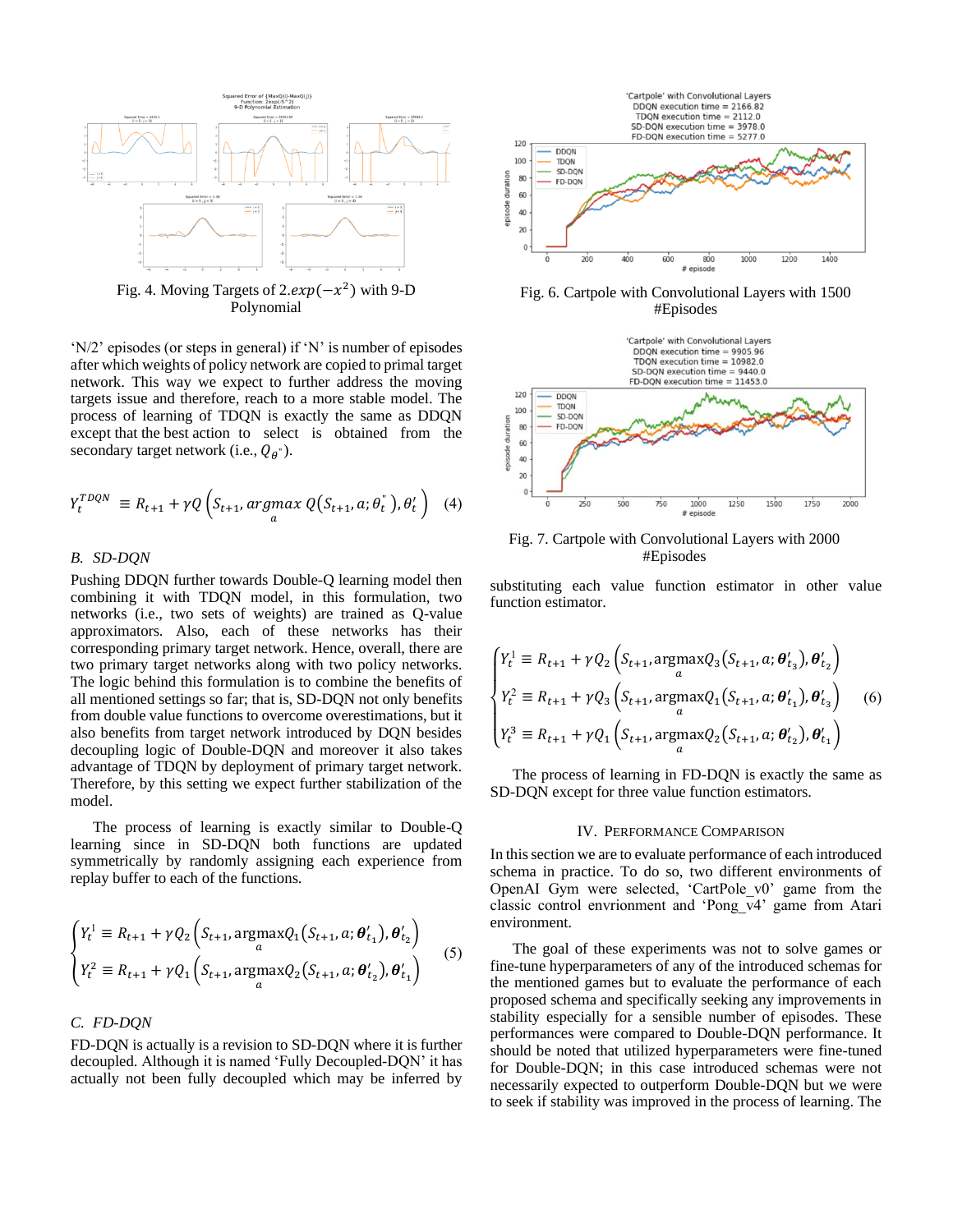Fig. 4. Moving Targets of $2.exp(-x^2)$ with 9-D Polynomial

'N/2' episodes (or steps in general) if 'N' is number of episodes after which weights of policy network are copied to primal target network. This way we expect to further address the moving targets issue and therefore, reach to a more stable model. The process of learning of TDQN is exactly the same as DDQN except that the best action to select is obtained from the secondary target network (i.e., $Q_{\theta''}$).

$$Y_t^{TDQN} \equiv R_{t+1} + \gamma Q\left(S_{t+1}, \underset{a}{argmax}\ Q(S_{t+1}, a; \theta_t^{''}), \theta_t'\right) \quad (4)$$

### B. SD-DQN

Pushing DDQN further towards Double-Q learning model then combining it with TDQN model, in this formulation, two networks (i.e., two sets of weights) are trained as Q-value approximators. Also, each of these networks has their corresponding primary target network. Hence, overall, there are two primary target networks along with two policy networks. The logic behind this formulation is to combine the benefits of all mentioned settings so far; that is, SD-DQN not only benefits from double value functions to overcome overestimations, but it also benefits from target network introduced by DQN besides decoupling logic of Double-DQN and moreover it also takes advantage of TDQN by deployment of primary target network. Therefore, by this setting we expect further stabilization of the model.

The process of learning is exactly similar to Double-Q learning since in SD-DQN both functions are updated symmetrically by randomly assigning each experience from replay buffer to each of the functions.

$$\begin{cases} Y_t^1 \equiv R_{t+1} + \gamma Q_2\left(S_{t+1}, \underset{a}{\text{argmax}} Q_1(S_{t+1}, a; \boldsymbol{\theta}'_{t_1}), \boldsymbol{\theta}'_{t_2}\right) \\ Y_t^2 \equiv R_{t+1} + \gamma Q_1\left(S_{t+1}, \underset{a}{\text{argmax}} Q_2(S_{t+1}, a; \boldsymbol{\theta}'_{t_2}), \boldsymbol{\theta}'_{t_1}\right) \end{cases} \quad (5)$$

### C. FD-DQN

FD-DQN is actually is a revision to SD-DQN where it is further decoupled. Although it is named 'Fully Decoupled-DQN' it has actually not been fully decoupled which may be inferred by substituting each value function estimator in other value function estimator.

Fig. 6. Cartpole with Convolutional Layers with 1500 #Episodes

Fig. 7. Cartpole with Convolutional Layers with 2000 #Episodes

$$\begin{cases} Y_t^1 \equiv R_{t+1} + \gamma Q_2\left(S_{t+1}, \underset{a}{\text{argmax}} Q_3(S_{t+1}, a; \boldsymbol{\theta}'_{t_3}), \boldsymbol{\theta}'_{t_2}\right) \\ Y_t^2 \equiv R_{t+1} + \gamma Q_3\left(S_{t+1}, \underset{a}{\text{argmax}} Q_1(S_{t+1}, a; \boldsymbol{\theta}'_{t_1}), \boldsymbol{\theta}'_{t_3}\right) \\ Y_t^3 \equiv R_{t+1} + \gamma Q_1\left(S_{t+1}, \underset{a}{\text{argmax}} Q_2(S_{t+1}, a; \boldsymbol{\theta}'_{t_2}), \boldsymbol{\theta}'_{t_1}\right) \end{cases} \quad (6)$$

The process of learning in FD-DQN is exactly the same as SD-DQN except for three value function estimators.

## IV. Performance Comparison

In this section we are to evaluate performance of each introduced schema in practice. To do so, two different environments of OpenAI Gym were selected, 'CartPole_v0' game from the classic control envrionment and 'Pong_v4' game from Atari environment.

The goal of these experiments was not to solve games or fine-tune hyperparameters of any of the introduced schemas for the mentioned games but to evaluate the performance of each proposed schema and specifically seeking any improvements in stability especially for a sensible number of episodes. These performances were compared to Double-DQN performance. It should be noted that utilized hyperparameters were fine-tuned for Double-DQN; in this case introduced schemas were not necessarily expected to outperform Double-DQN but we were to seek if stability was improved in the process of learning. The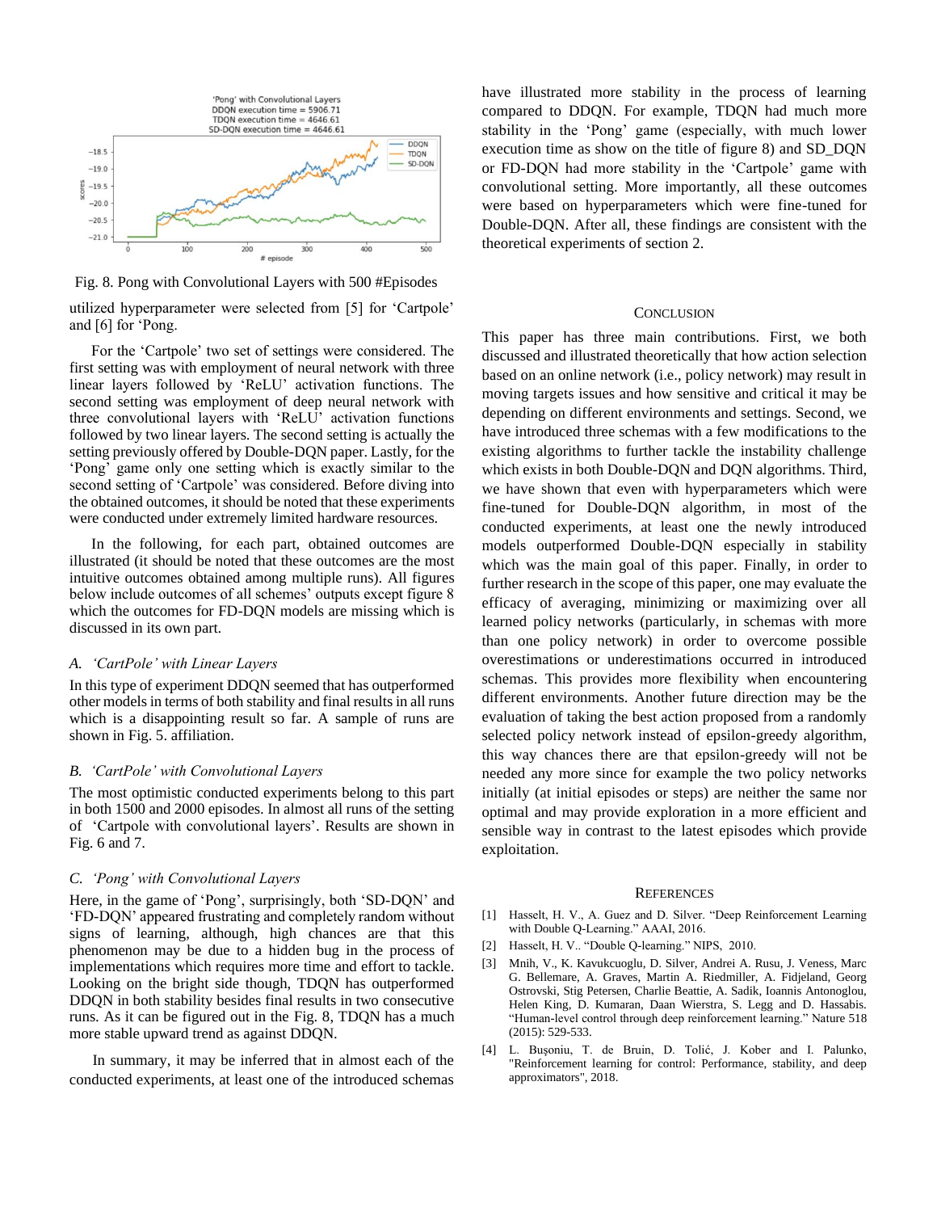Fig. 8. Pong with Convolutional Layers with 500 #Episodes

utilized hyperparameter were selected from [5] for 'Cartpole' and [6] for 'Pong.

For the 'Cartpole' two set of settings were considered. The first setting was with employment of neural network with three linear layers followed by 'ReLU' activation functions. The second setting was employment of deep neural network with three convolutional layers with 'ReLU' activation functions followed by two linear layers. The second setting is actually the setting previously offered by Double-DQN paper. Lastly, for the 'Pong' game only one setting which is exactly similar to the second setting of 'Cartpole' was considered. Before diving into the obtained outcomes, it should be noted that these experiments were conducted under extremely limited hardware resources.

In the following, for each part, obtained outcomes are illustrated (it should be noted that these outcomes are the most intuitive outcomes obtained among multiple runs). All figures below include outcomes of all schemes' outputs except figure 8 which the outcomes for FD-DQN models are missing which is discussed in its own part.

### A. *'CartPole' with Linear Layers*

In this type of experiment DDQN seemed that has outperformed other models in terms of both stability and final results in all runs which is a disappointing result so far. A sample of runs are shown in Fig. 5. affiliation.

### B. *'CartPole' with Convolutional Layers*

The most optimistic conducted experiments belong to this part in both 1500 and 2000 episodes. In almost all runs of the setting of 'Cartpole with convolutional layers'. Results are shown in Fig. 6 and 7.

### C. *'Pong' with Convolutional Layers*

Here, in the game of 'Pong', surprisingly, both 'SD-DQN' and 'FD-DQN' appeared frustrating and completely random without signs of learning, although, high chances are that this phenomenon may be due to a hidden bug in the process of implementations which requires more time and effort to tackle. Looking on the bright side though, TDQN has outperformed DDQN in both stability besides final results in two consecutive runs. As it can be figured out in the Fig. 8, TDQN has a much more stable upward trend as against DDQN.

In summary, it may be inferred that in almost each of the conducted experiments, at least one of the introduced schemas have illustrated more stability in the process of learning compared to DDQN. For example, TDQN had much more stability in the 'Pong' game (especially, with much lower execution time as show on the title of figure 8) and SD_DQN or FD-DQN had more stability in the 'Cartpole' game with convolutional setting. More importantly, all these outcomes were based on hyperparameters which were fine-tuned for Double-DQN. After all, these findings are consistent with the theoretical experiments of section 2.

## Conclusion

This paper has three main contributions. First, we both discussed and illustrated theoretically that how action selection based on an online network (i.e., policy network) may result in moving targets issues and how sensitive and critical it may be depending on different environments and settings. Second, we have introduced three schemas with a few modifications to the existing algorithms to further tackle the instability challenge which exists in both Double-DQN and DQN algorithms. Third, we have shown that even with hyperparameters which were fine-tuned for Double-DQN algorithm, in most of the conducted experiments, at least one of the newly introduced models outperformed Double-DQN especially in stability which was the main goal of this paper. Finally, in order to further research in the scope of this paper, one may evaluate the efficacy of averaging, minimizing or maximizing over all learned policy networks (particularly, in schemas with more than one policy network) in order to overcome possible overestimations or underestimations occurred in introduced schemas. This provides more flexibility when encountering different environments. Another future direction may be the evaluation of taking the best action proposed from a randomly selected policy network instead of epsilon-greedy algorithm, this way chances there are that epsilon-greedy will not be needed any more since for example the two policy networks initially (at initial episodes or steps) are neither the same nor optimal and may provide exploration in a more efficient and sensible way in contrast to the latest episodes which provide exploitation.

## References

[1] Hasselt, H. V., A. Guez and D. Silver. "Deep Reinforcement Learning with Double Q-Learning." AAAI, 2016.

[2] Hasselt, H. V.. "Double Q-learning." NIPS, 2010.

[3] Mnih, V., K. Kavukcuoglu, D. Silver, Andrei A. Rusu, J. Veness, Marc G. Bellemare, A. Graves, Martin A. Riedmiller, A. Fidjeland, Georg Ostrovski, Stig Petersen, Charlie Beattie, A. Sadik, Ioannis Antonoglou, Helen King, D. Kumaran, Daan Wierstra, S. Legg and D. Hassabis. "Human-level control through deep reinforcement learning." Nature 518 (2015): 529-533.

[4] L. Buşoniu, T. de Bruin, D. Tolić, J. Kober and I. Palunko, "Reinforcement learning for control: Performance, stability, and deep approximators", 2018.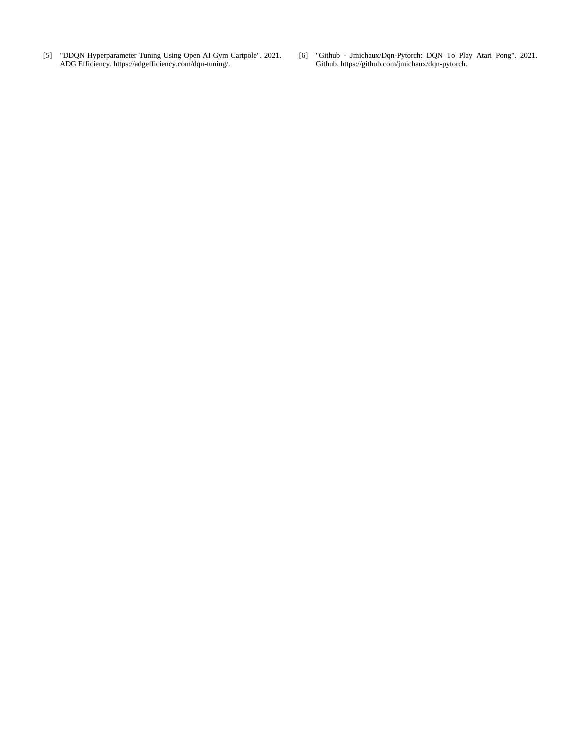[5] "DDQN Hyperparameter Tuning Using Open AI Gym Cartpole". 2021. ADG Efficiency. https://adgefficiency.com/dqn-tuning/.

[6] "Github - Jmichaux/Dqn-Pytorch: DQN To Play Atari Pong". 2021. Github. https://github.com/jmichaux/dqn-pytorch.